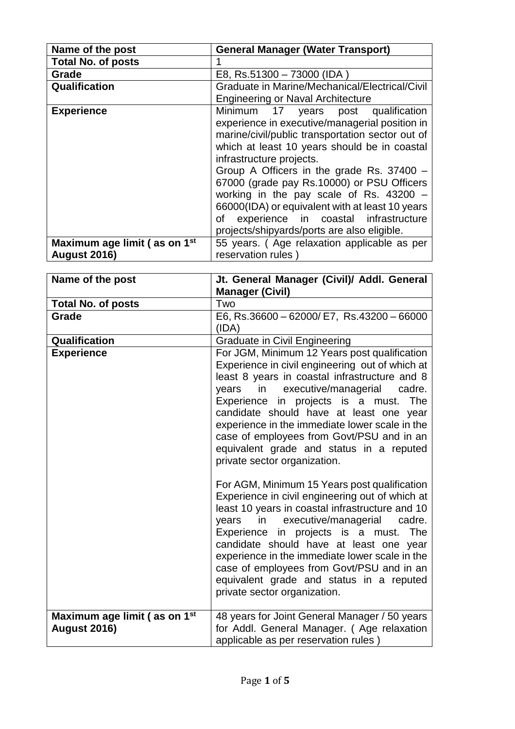| Name of the post | General Manager (Water Transport) |
|---|---|
| Total No. of posts | 1 |
| Grade | E8, Rs.51300 – 73000 (IDA ) |
| Qualification | Graduate in Marine/Mechanical/Electrical/Civil Engineering or Naval Architecture |
| Experience | Minimum 17 years post qualification experience in executive/managerial position in marine/civil/public transportation sector out of which at least 10 years should be in coastal infrastructure projects.<br>Group A Officers in the grade Rs. 37400 – 67000 (grade pay Rs.10000) or PSU Officers working in the pay scale of Rs. 43200 – 66000(IDA) or equivalent with at least 10 years of experience in coastal infrastructure projects/shipyards/ports are also eligible. |
| Maximum age limit ( as on 1st August 2016) | 55 years. ( Age relaxation applicable as per reservation rules ) |

| Name of the post | Jt. General Manager (Civil)/ Addl. General Manager (Civil) |
|---|---|
| Total No. of posts | Two |
| Grade | E6, Rs.36600 – 62000/ E7, Rs.43200 – 66000 (IDA) |
| Qualification | Graduate in Civil Engineering |
| Experience | For JGM, Minimum 12 Years post qualification Experience in civil engineering out of which at least 8 years in coastal infrastructure and 8 years in executive/managerial cadre. Experience in projects is a must. The candidate should have at least one year experience in the immediate lower scale in the case of employees from Govt/PSU and in an equivalent grade and status in a reputed private sector organization.<br><br>For AGM, Minimum 15 Years post qualification Experience in civil engineering out of which at least 10 years in coastal infrastructure and 10 years in executive/managerial cadre. Experience in projects is a must. The candidate should have at least one year experience in the immediate lower scale in the case of employees from Govt/PSU and in an equivalent grade and status in a reputed private sector organization. |
| Maximum age limit ( as on 1st August 2016) | 48 years for Joint General Manager / 50 years for Addl. General Manager. ( Age relaxation applicable as per reservation rules ) |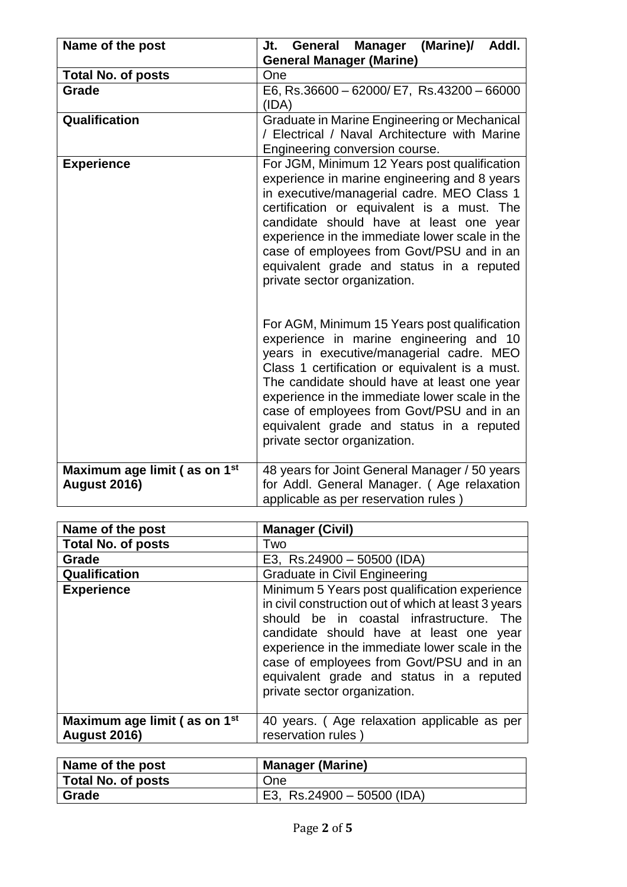| Name of the post | Jt. General Manager (Marine)/ Addl. General Manager (Marine) |
|---|---|
| Total No. of posts | One |
| Grade | E6, Rs.36600 – 62000/ E7, Rs.43200 – 66000 (IDA) |
| Qualification | Graduate in Marine Engineering or Mechanical / Electrical / Naval Architecture with Marine Engineering conversion course. |
| Experience | For JGM, Minimum 12 Years post qualification experience in marine engineering and 8 years in executive/managerial cadre. MEO Class 1 certification or equivalent is a must. The candidate should have at least one year experience in the immediate lower scale in the case of employees from Govt/PSU and in an equivalent grade and status in a reputed private sector organization.<br><br>For AGM, Minimum 15 Years post qualification experience in marine engineering and 10 years in executive/managerial cadre. MEO Class 1 certification or equivalent is a must. The candidate should have at least one year experience in the immediate lower scale in the case of employees from Govt/PSU and in an equivalent grade and status in a reputed private sector organization. |
| Maximum age limit ( as on 1st August 2016) | 48 years for Joint General Manager / 50 years for Addl. General Manager. ( Age relaxation applicable as per reservation rules ) |

| Name of the post | Manager (Civil) |
|---|---|
| Total No. of posts | Two |
| Grade | E3, Rs.24900 – 50500 (IDA) |
| Qualification | Graduate in Civil Engineering |
| Experience | Minimum 5 Years post qualification experience in civil construction out of which at least 3 years should be in coastal infrastructure. The candidate should have at least one year experience in the immediate lower scale in the case of employees from Govt/PSU and in an equivalent grade and status in a reputed private sector organization. |
| Maximum age limit ( as on 1st August 2016) | 40 years. ( Age relaxation applicable as per reservation rules ) |

| Name of the post | Manager (Marine) |
|---|---|
| Total No. of posts | One |
| Grade | E3, Rs.24900 – 50500 (IDA) |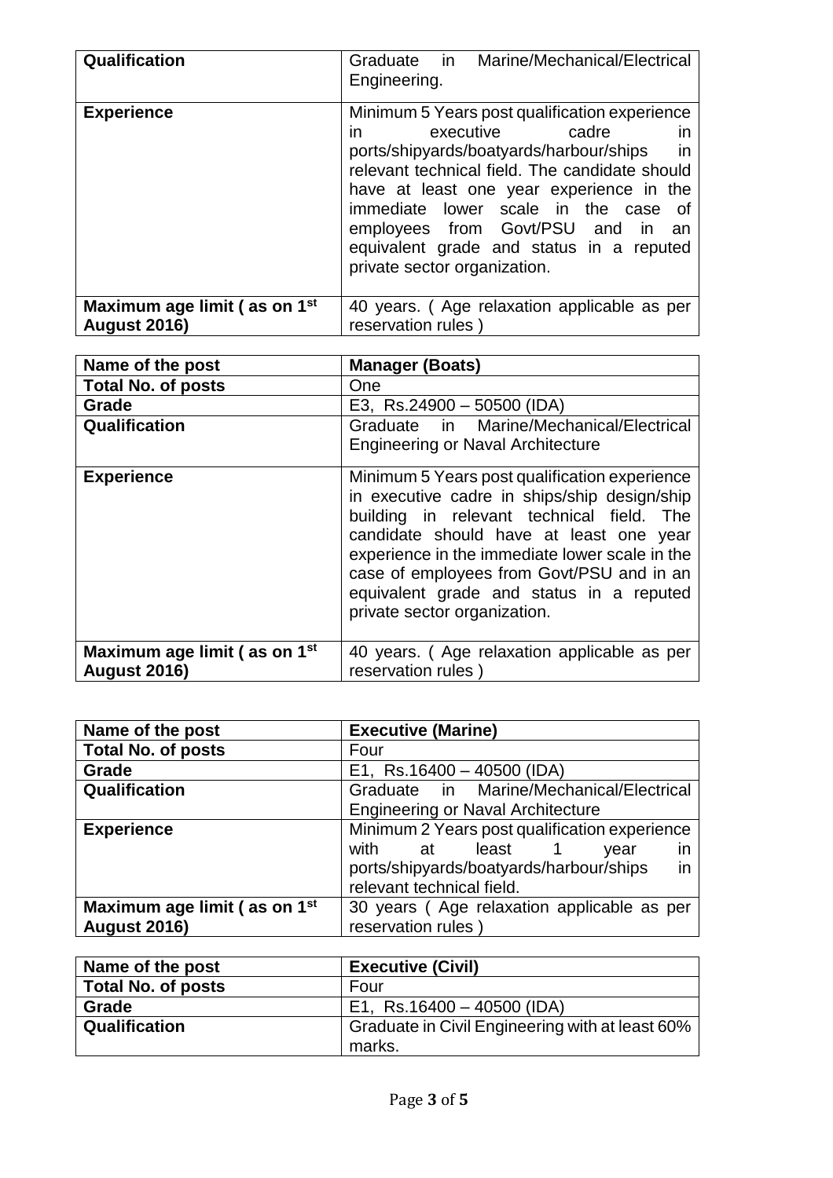| Qualification | Graduate in Marine/Mechanical/Electrical Engineering. |
|---|---|
| **Experience** | Minimum 5 Years post qualification experience in executive cadre in ports/shipyards/boatyards/harbour/ships in relevant technical field. The candidate should have at least one year experience in the immediate lower scale in the case of employees from Govt/PSU and in an equivalent grade and status in a reputed private sector organization. |
| **Maximum age limit ( as on 1st August 2016)** | 40 years. ( Age relaxation applicable as per reservation rules ) |

| Name of the post | Manager (Boats) |
|---|---|
| **Total No. of posts** | One |
| **Grade** | E3, Rs.24900 – 50500 (IDA) |
| **Qualification** | Graduate in Marine/Mechanical/Electrical Engineering or Naval Architecture |
| **Experience** | Minimum 5 Years post qualification experience in executive cadre in ships/ship design/ship building in relevant technical field. The candidate should have at least one year experience in the immediate lower scale in the case of employees from Govt/PSU and in an equivalent grade and status in a reputed private sector organization. |
| **Maximum age limit ( as on 1st August 2016)** | 40 years. ( Age relaxation applicable as per reservation rules ) |

| Name of the post | Executive (Marine) |
|---|---|
| **Total No. of posts** | Four |
| **Grade** | E1, Rs.16400 – 40500 (IDA) |
| **Qualification** | Graduate in Marine/Mechanical/Electrical Engineering or Naval Architecture |
| **Experience** | Minimum 2 Years post qualification experience with at least 1 year in ports/shipyards/boatyards/harbour/ships in relevant technical field. |
| **Maximum age limit ( as on 1st August 2016)** | 30 years ( Age relaxation applicable as per reservation rules ) |

| Name of the post | Executive (Civil) |
|---|---|
| **Total No. of posts** | Four |
| **Grade** | E1, Rs.16400 – 40500 (IDA) |
| **Qualification** | Graduate in Civil Engineering with at least 60% marks. |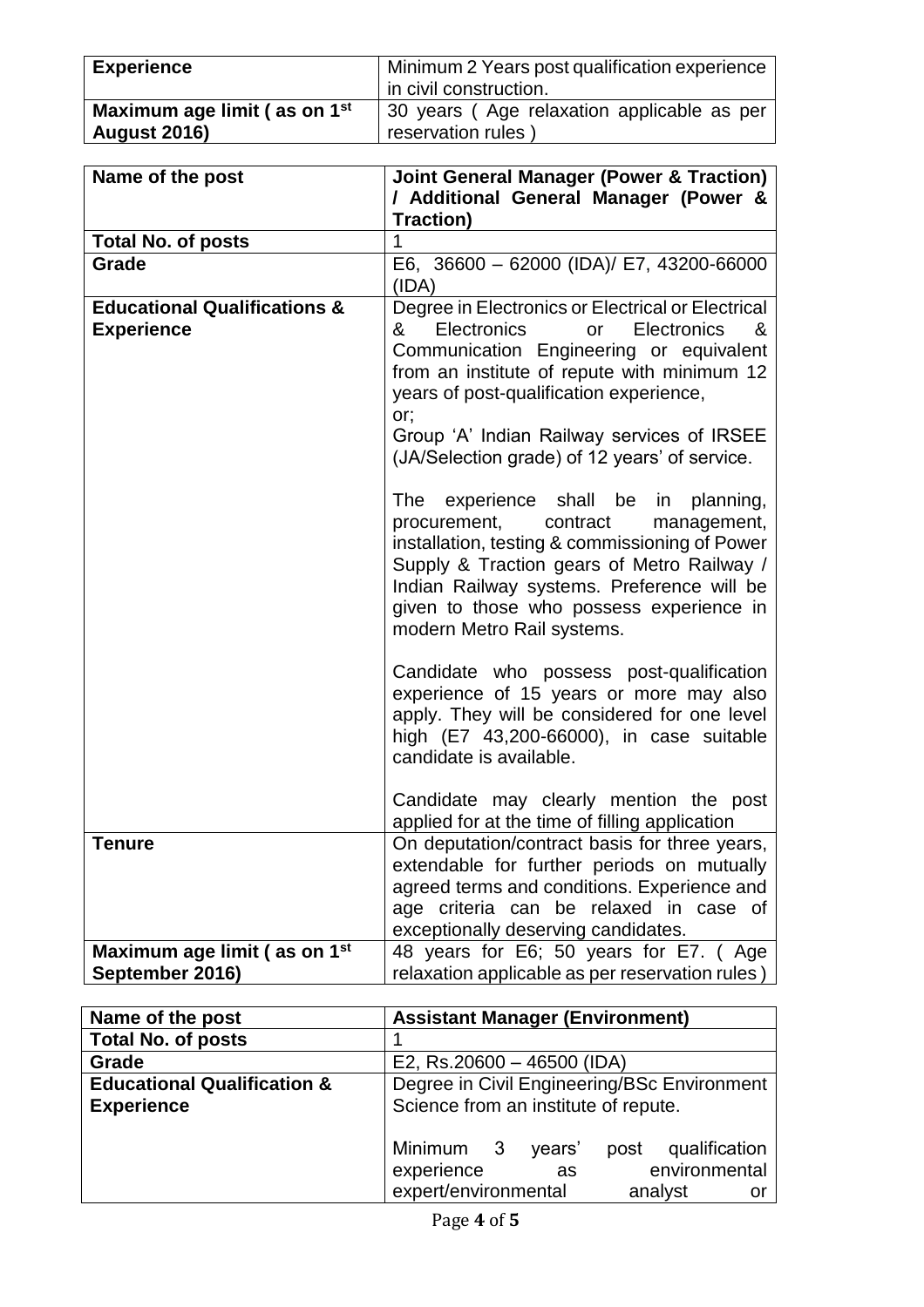| Experience | Minimum 2 Years post qualification experience in civil construction. |
|---|---|
| **Maximum age limit ( as on 1st August 2016)** | 30 years ( Age relaxation applicable as per reservation rules ) |

| Name of the post | Joint General Manager (Power & Traction) / Additional General Manager (Power & Traction) |
|---|---|
| **Total No. of posts** | 1 |
| **Grade** | E6, 36600 – 62000 (IDA)/ E7, 43200-66000 (IDA) |
| **Educational Qualifications & Experience** | Degree in Electronics or Electrical or Electrical & Electronics or Electronics & Communication Engineering or equivalent from an institute of repute with minimum 12 years of post-qualification experience,<br>or;<br>Group 'A' Indian Railway services of IRSEE (JA/Selection grade) of 12 years' of service.<br><br>The experience shall be in planning, procurement, contract management, installation, testing & commissioning of Power Supply & Traction gears of Metro Railway / Indian Railway systems. Preference will be given to those who possess experience in modern Metro Rail systems.<br><br>Candidate who possess post-qualification experience of 15 years or more may also apply. They will be considered for one level high (E7 43,200-66000), in case suitable candidate is available.<br><br>Candidate may clearly mention the post applied for at the time of filling application |
| **Tenure** | On deputation/contract basis for three years, extendable for further periods on mutually agreed terms and conditions. Experience and age criteria can be relaxed in case of exceptionally deserving candidates. |
| **Maximum age limit ( as on 1st September 2016)** | 48 years for E6; 50 years for E7. ( Age relaxation applicable as per reservation rules ) |

| Name of the post | Assistant Manager (Environment) |
|---|---|
| **Total No. of posts** | 1 |
| **Grade** | E2, Rs.20600 – 46500 (IDA) |
| **Educational Qualification & Experience** | Degree in Civil Engineering/BSc Environment Science from an institute of repute.<br><br>Minimum 3 years' post qualification experience as environmental expert/environmental analyst or |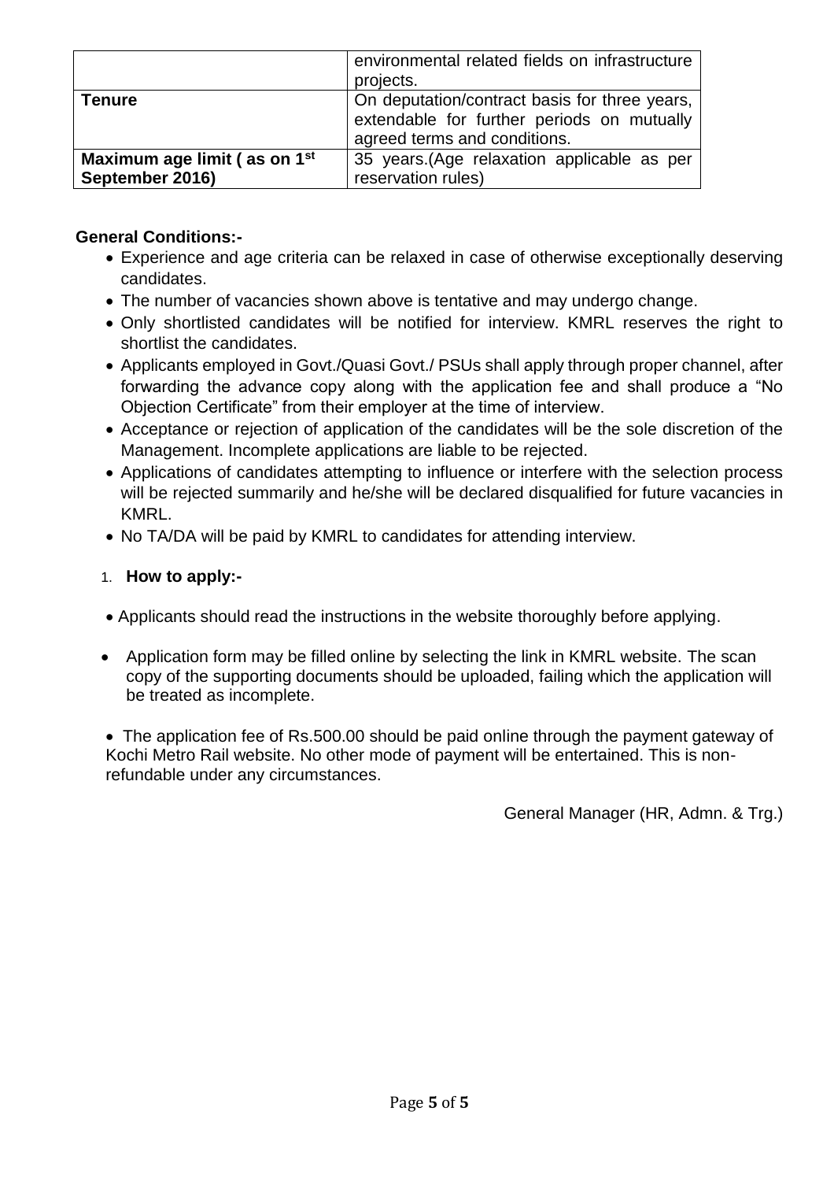| | |
|---|---|
| | environmental related fields on infrastructure projects. |
| **Tenure** | On deputation/contract basis for three years, extendable for further periods on mutually agreed terms and conditions. |
| **Maximum age limit ( as on 1st September 2016)** | 35 years.(Age relaxation applicable as per reservation rules) |

**General Conditions:-**

- Experience and age criteria can be relaxed in case of otherwise exceptionally deserving candidates.
- The number of vacancies shown above is tentative and may undergo change.
- Only shortlisted candidates will be notified for interview. KMRL reserves the right to shortlist the candidates.
- Applicants employed in Govt./Quasi Govt./ PSUs shall apply through proper channel, after forwarding the advance copy along with the application fee and shall produce a "No Objection Certificate" from their employer at the time of interview.
- Acceptance or rejection of application of the candidates will be the sole discretion of the Management. Incomplete applications are liable to be rejected.
- Applications of candidates attempting to influence or interfere with the selection process will be rejected summarily and he/she will be declared disqualified for future vacancies in KMRL.
- No TA/DA will be paid by KMRL to candidates for attending interview.

1. **How to apply:-**

- Applicants should read the instructions in the website thoroughly before applying.
- Application form may be filled online by selecting the link in KMRL website. The scan copy of the supporting documents should be uploaded, failing which the application will be treated as incomplete.
- The application fee of Rs.500.00 should be paid online through the payment gateway of Kochi Metro Rail website. No other mode of payment will be entertained. This is non-refundable under any circumstances.

General Manager (HR, Admn. & Trg.)